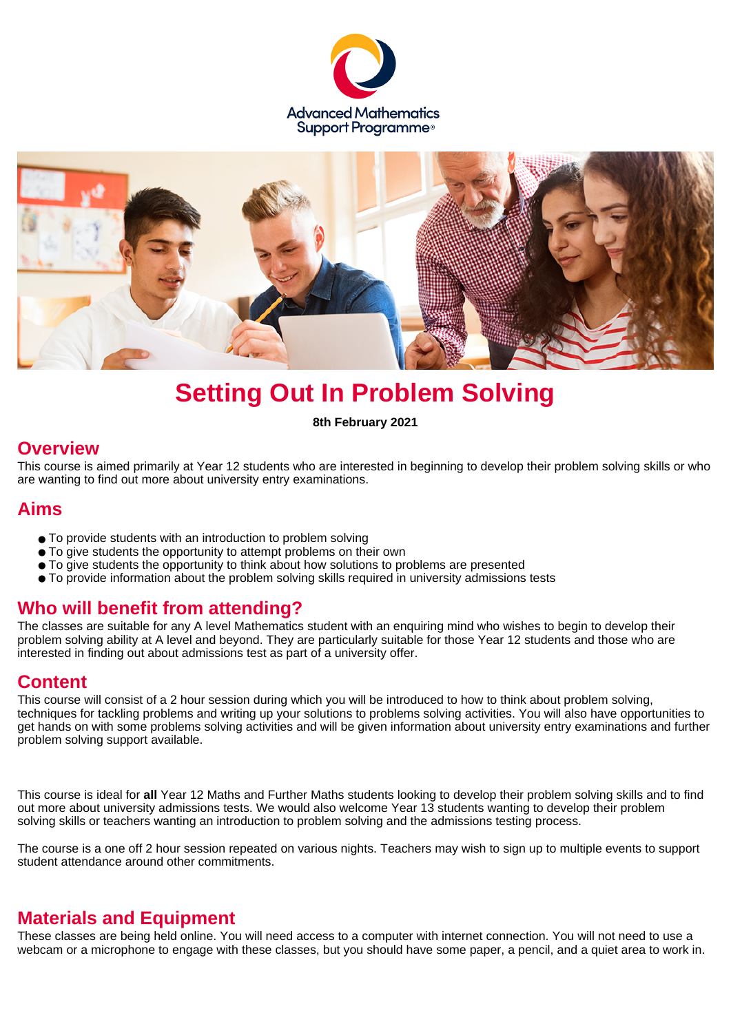Advanced Mathematics Support Programme®

# Setting Out In Problem Solving

**8th February 2021**

## Overview

This course is aimed primarily at Year 12 students who are interested in beginning to develop their problem solving skills or who are wanting to find out more about university entry examinations.

## Aims

- To provide students with an introduction to problem solving
- To give students the opportunity to attempt problems on their own
- To give students the opportunity to think about how solutions to problems are presented
- To provide information about the problem solving skills required in university admissions tests

## Who will benefit from attending?

The classes are suitable for any A level Mathematics student with an enquiring mind who wishes to begin to develop their problem solving ability at A level and beyond. They are particularly suitable for those Year 12 students and those who are interested in finding out about admissions test as part of a university offer.

## Content

This course will consist of a 2 hour session during which you will be introduced to how to think about problem solving, techniques for tackling problems and writing up your solutions to problems solving activities. You will also have opportunities to get hands on with some problems solving activities and will be given information about university entry examinations and further problem solving support available.

This course is ideal for **all** Year 12 Maths and Further Maths students looking to develop their problem solving skills and to find out more about university admissions tests. We would also welcome Year 13 students wanting to develop their problem solving skills or teachers wanting an introduction to problem solving and the admissions testing process.

The course is a one off 2 hour session repeated on various nights. Teachers may wish to sign up to multiple events to support student attendance around other commitments.

## Materials and Equipment

These classes are being held online. You will need access to a computer with internet connection. You will not need to use a webcam or a microphone to engage with these classes, but you should have some paper, a pencil, and a quiet area to work in.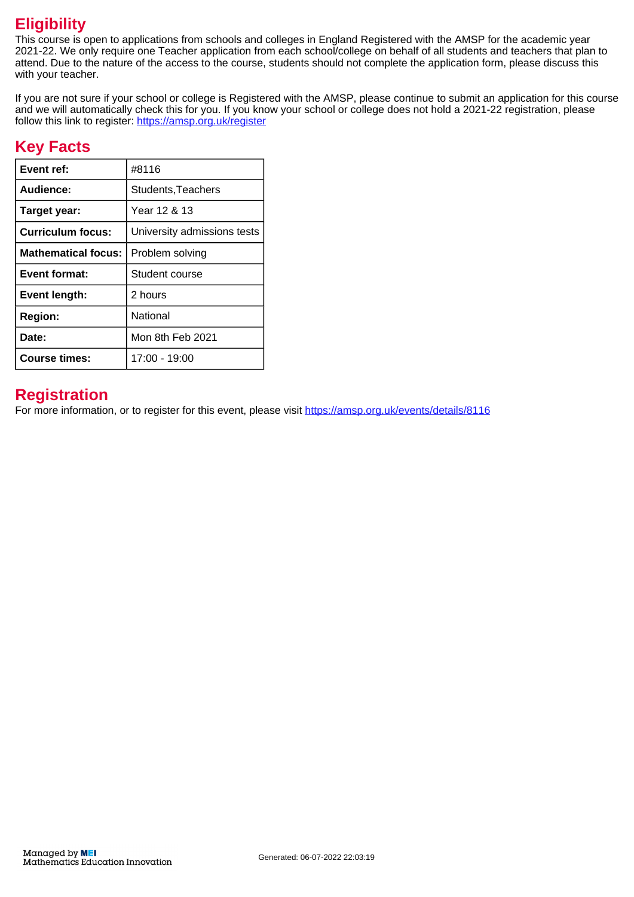## Eligibility

This course is open to applications from schools and colleges in England Registered with the AMSP for the academic year 2021-22. We only require one Teacher application from each school/college on behalf of all students and teachers that plan to attend. Due to the nature of the access to the course, students should not complete the application form, please discuss this with your teacher.

If you are not sure if your school or college is Registered with the AMSP, please continue to submit an application for this course and we will automatically check this for you. If you know your school or college does not hold a 2021-22 registration, please follow this link to register: https://amsp.org.uk/register

## Key Facts

| | |
|---|---|
| **Event ref:** | #8116 |
| **Audience:** | Students,Teachers |
| **Target year:** | Year 12 & 13 |
| **Curriculum focus:** | University admissions tests |
| **Mathematical focus:** | Problem solving |
| **Event format:** | Student course |
| **Event length:** | 2 hours |
| **Region:** | National |
| **Date:** | Mon 8th Feb 2021 |
| **Course times:** | 17:00 - 19:00 |

## Registration

For more information, or to register for this event, please visit https://amsp.org.uk/events/details/8116

Managed by MEI
Mathematics Education Innovation

Generated: 06-07-2022 22:03:19